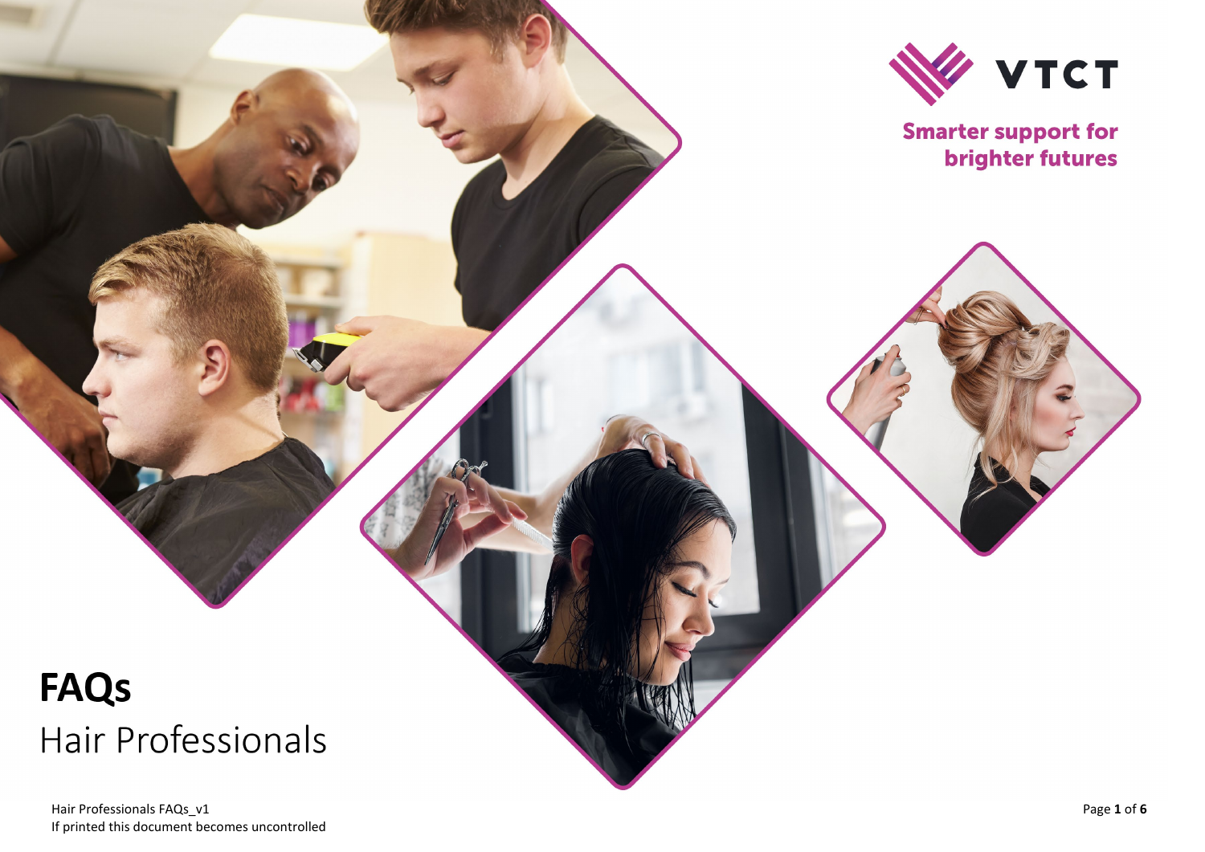VTCT

Smarter support for brighter futures

# FAQs

## Hair Professionals

Hair Professionals FAQs_v1
If printed this document becomes uncontrolled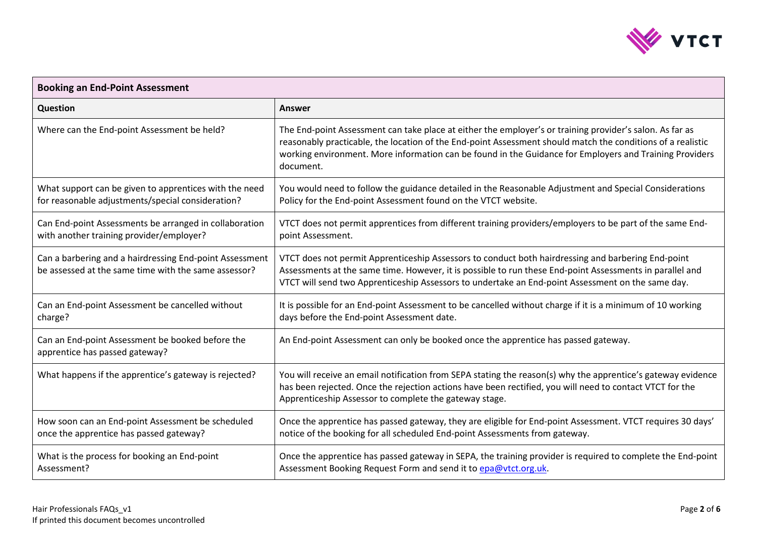| Booking an End-Point Assessment | |
|---|---|
| **Question** | **Answer** |
| Where can the End-point Assessment be held? | The End-point Assessment can take place at either the employer's or training provider's salon. As far as reasonably practicable, the location of the End-point Assessment should match the conditions of a realistic working environment. More information can be found in the Guidance for Employers and Training Providers document. |
| What support can be given to apprentices with the need for reasonable adjustments/special consideration? | You would need to follow the guidance detailed in the Reasonable Adjustment and Special Considerations Policy for the End-point Assessment found on the VTCT website. |
| Can End-point Assessments be arranged in collaboration with another training provider/employer? | VTCT does not permit apprentices from different training providers/employers to be part of the same End-point Assessment. |
| Can a barbering and a hairdressing End-point Assessment be assessed at the same time with the same assessor? | VTCT does not permit Apprenticeship Assessors to conduct both hairdressing and barbering End-point Assessments at the same time. However, it is possible to run these End-point Assessments in parallel and VTCT will send two Apprenticeship Assessors to undertake an End-point Assessment on the same day. |
| Can an End-point Assessment be cancelled without charge? | It is possible for an End-point Assessment to be cancelled without charge if it is a minimum of 10 working days before the End-point Assessment date. |
| Can an End-point Assessment be booked before the apprentice has passed gateway? | An End-point Assessment can only be booked once the apprentice has passed gateway. |
| What happens if the apprentice's gateway is rejected? | You will receive an email notification from SEPA stating the reason(s) why the apprentice's gateway evidence has been rejected. Once the rejection actions have been rectified, you will need to contact VTCT for the Apprenticeship Assessor to complete the gateway stage. |
| How soon can an End-point Assessment be scheduled once the apprentice has passed gateway? | Once the apprentice has passed gateway, they are eligible for End-point Assessment. VTCT requires 30 days' notice of the booking for all scheduled End-point Assessments from gateway. |
| What is the process for booking an End-point Assessment? | Once the apprentice has passed gateway in SEPA, the training provider is required to complete the End-point Assessment Booking Request Form and send it to epa@vtct.org.uk. |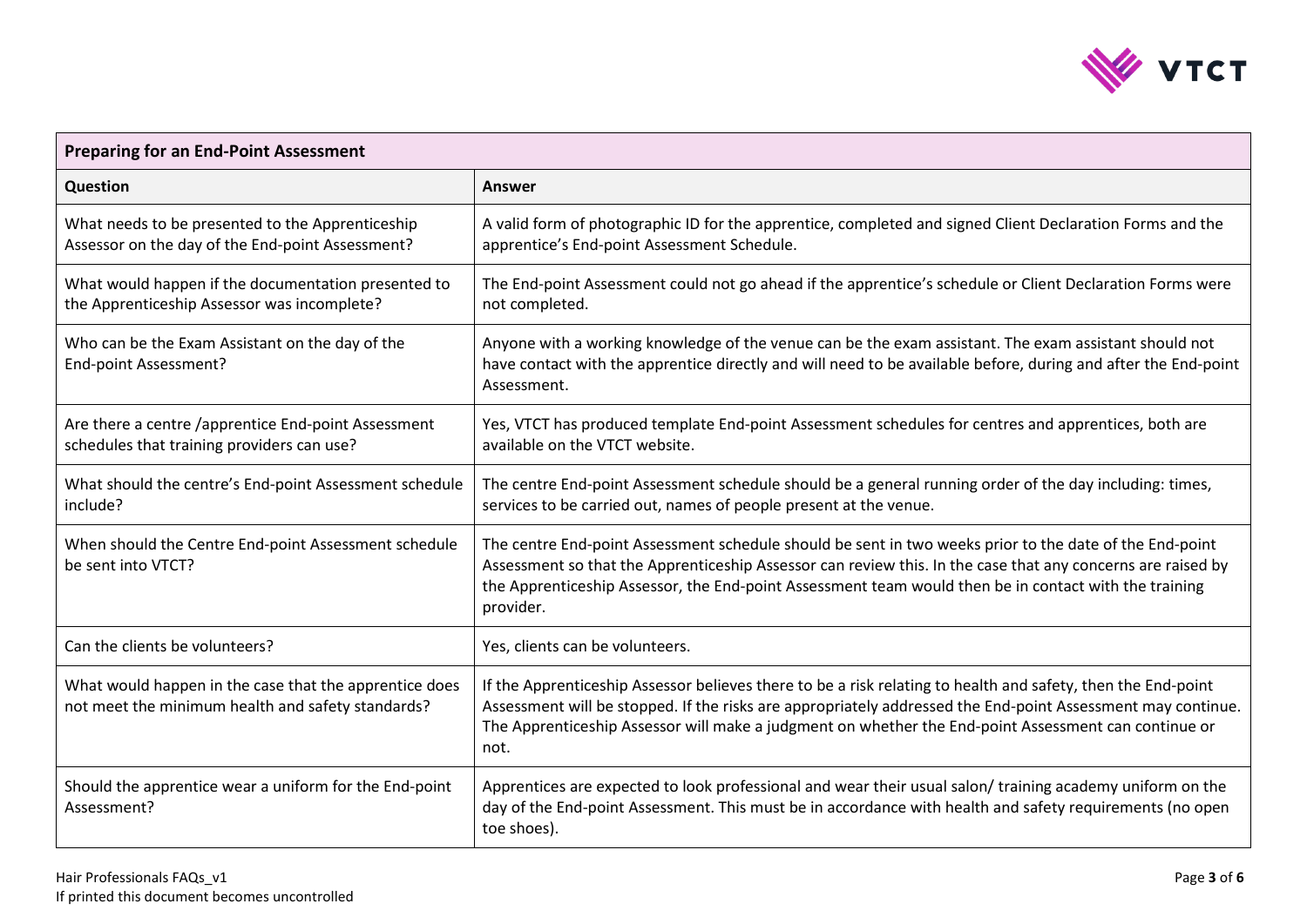| Preparing for an End-Point Assessment | |
|---|---|
| **Question** | **Answer** |
| What needs to be presented to the Apprenticeship Assessor on the day of the End-point Assessment? | A valid form of photographic ID for the apprentice, completed and signed Client Declaration Forms and the apprentice's End-point Assessment Schedule. |
| What would happen if the documentation presented to the Apprenticeship Assessor was incomplete? | The End-point Assessment could not go ahead if the apprentice's schedule or Client Declaration Forms were not completed. |
| Who can be the Exam Assistant on the day of the End-point Assessment? | Anyone with a working knowledge of the venue can be the exam assistant. The exam assistant should not have contact with the apprentice directly and will need to be available before, during and after the End-point Assessment. |
| Are there a centre /apprentice End-point Assessment schedules that training providers can use? | Yes, VTCT has produced template End-point Assessment schedules for centres and apprentices, both are available on the VTCT website. |
| What should the centre's End-point Assessment schedule include? | The centre End-point Assessment schedule should be a general running order of the day including: times, services to be carried out, names of people present at the venue. |
| When should the Centre End-point Assessment schedule be sent into VTCT? | The centre End-point Assessment schedule should be sent in two weeks prior to the date of the End-point Assessment so that the Apprenticeship Assessor can review this. In the case that any concerns are raised by the Apprenticeship Assessor, the End-point Assessment team would then be in contact with the training provider. |
| Can the clients be volunteers? | Yes, clients can be volunteers. |
| What would happen in the case that the apprentice does not meet the minimum health and safety standards? | If the Apprenticeship Assessor believes there to be a risk relating to health and safety, then the End-point Assessment will be stopped. If the risks are appropriately addressed the End-point Assessment may continue. The Apprenticeship Assessor will make a judgment on whether the End-point Assessment can continue or not. |
| Should the apprentice wear a uniform for the End-point Assessment? | Apprentices are expected to look professional and wear their usual salon/ training academy uniform on the day of the End-point Assessment. This must be in accordance with health and safety requirements (no open toe shoes). |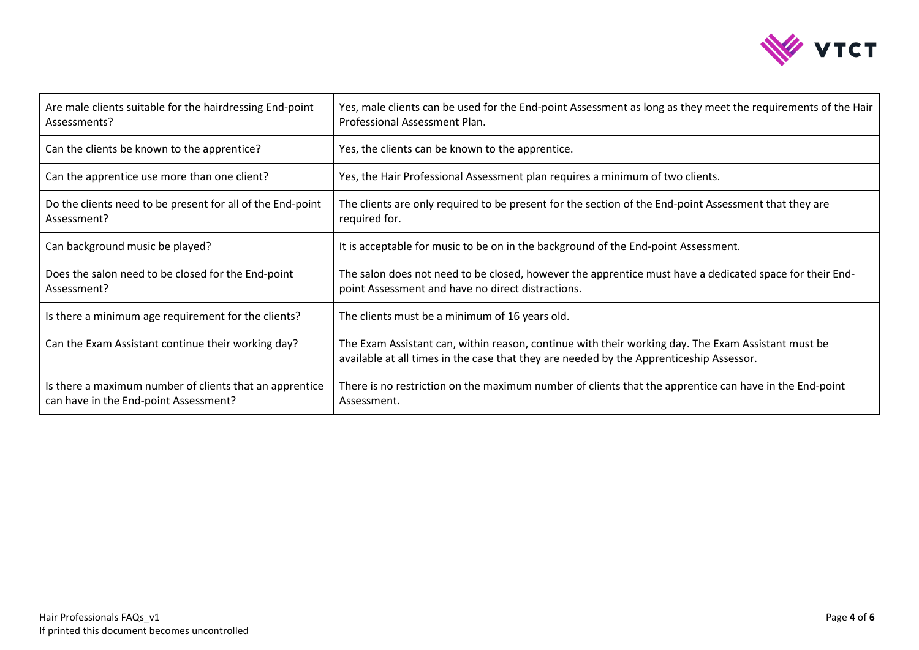| Are male clients suitable for the hairdressing End-point Assessments? | Yes, male clients can be used for the End-point Assessment as long as they meet the requirements of the Hair Professional Assessment Plan. |
|---|---|
| Can the clients be known to the apprentice? | Yes, the clients can be known to the apprentice. |
| Can the apprentice use more than one client? | Yes, the Hair Professional Assessment plan requires a minimum of two clients. |
| Do the clients need to be present for all of the End-point Assessment? | The clients are only required to be present for the section of the End-point Assessment that they are required for. |
| Can background music be played? | It is acceptable for music to be on in the background of the End-point Assessment. |
| Does the salon need to be closed for the End-point Assessment? | The salon does not need to be closed, however the apprentice must have a dedicated space for their End-point Assessment and have no direct distractions. |
| Is there a minimum age requirement for the clients? | The clients must be a minimum of 16 years old. |
| Can the Exam Assistant continue their working day? | The Exam Assistant can, within reason, continue with their working day. The Exam Assistant must be available at all times in the case that they are needed by the Apprenticeship Assessor. |
| Is there a maximum number of clients that an apprentice can have in the End-point Assessment? | There is no restriction on the maximum number of clients that the apprentice can have in the End-point Assessment. |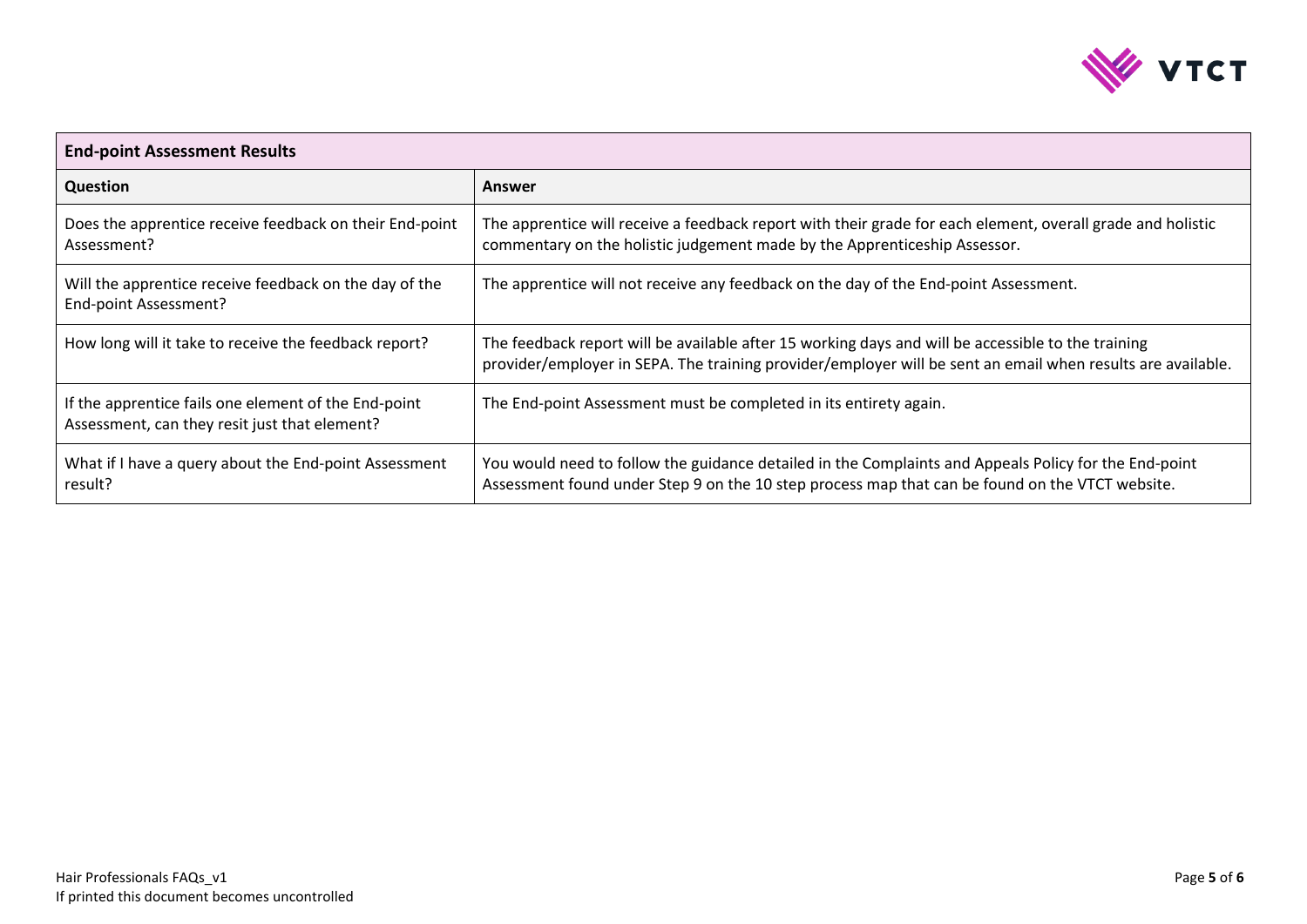| End-point Assessment Results | |
|---|---|
| **Question** | **Answer** |
| Does the apprentice receive feedback on their End-point Assessment? | The apprentice will receive a feedback report with their grade for each element, overall grade and holistic commentary on the holistic judgement made by the Apprenticeship Assessor. |
| Will the apprentice receive feedback on the day of the End-point Assessment? | The apprentice will not receive any feedback on the day of the End-point Assessment. |
| How long will it take to receive the feedback report? | The feedback report will be available after 15 working days and will be accessible to the training provider/employer in SEPA. The training provider/employer will be sent an email when results are available. |
| If the apprentice fails one element of the End-point Assessment, can they resit just that element? | The End-point Assessment must be completed in its entirety again. |
| What if I have a query about the End-point Assessment result? | You would need to follow the guidance detailed in the Complaints and Appeals Policy for the End-point Assessment found under Step 9 on the 10 step process map that can be found on the VTCT website. |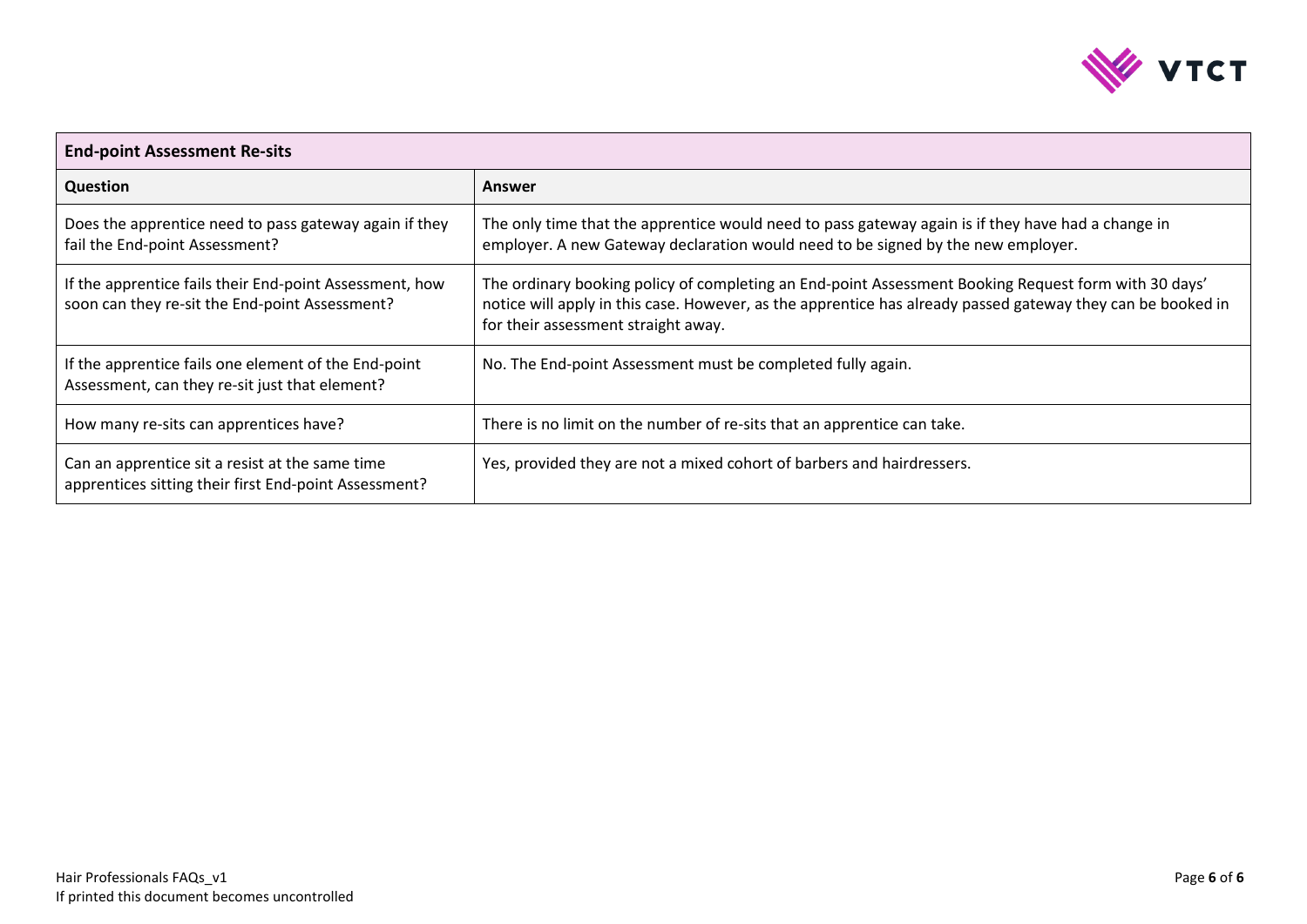| End-point Assessment Re-sits | |
|---|---|
| **Question** | **Answer** |
| Does the apprentice need to pass gateway again if they fail the End-point Assessment? | The only time that the apprentice would need to pass gateway again is if they have had a change in employer. A new Gateway declaration would need to be signed by the new employer. |
| If the apprentice fails their End-point Assessment, how soon can they re-sit the End-point Assessment? | The ordinary booking policy of completing an End-point Assessment Booking Request form with 30 days' notice will apply in this case. However, as the apprentice has already passed gateway they can be booked in for their assessment straight away. |
| If the apprentice fails one element of the End-point Assessment, can they re-sit just that element? | No. The End-point Assessment must be completed fully again. |
| How many re-sits can apprentices have? | There is no limit on the number of re-sits that an apprentice can take. |
| Can an apprentice sit a resist at the same time apprentices sitting their first End-point Assessment? | Yes, provided they are not a mixed cohort of barbers and hairdressers. |